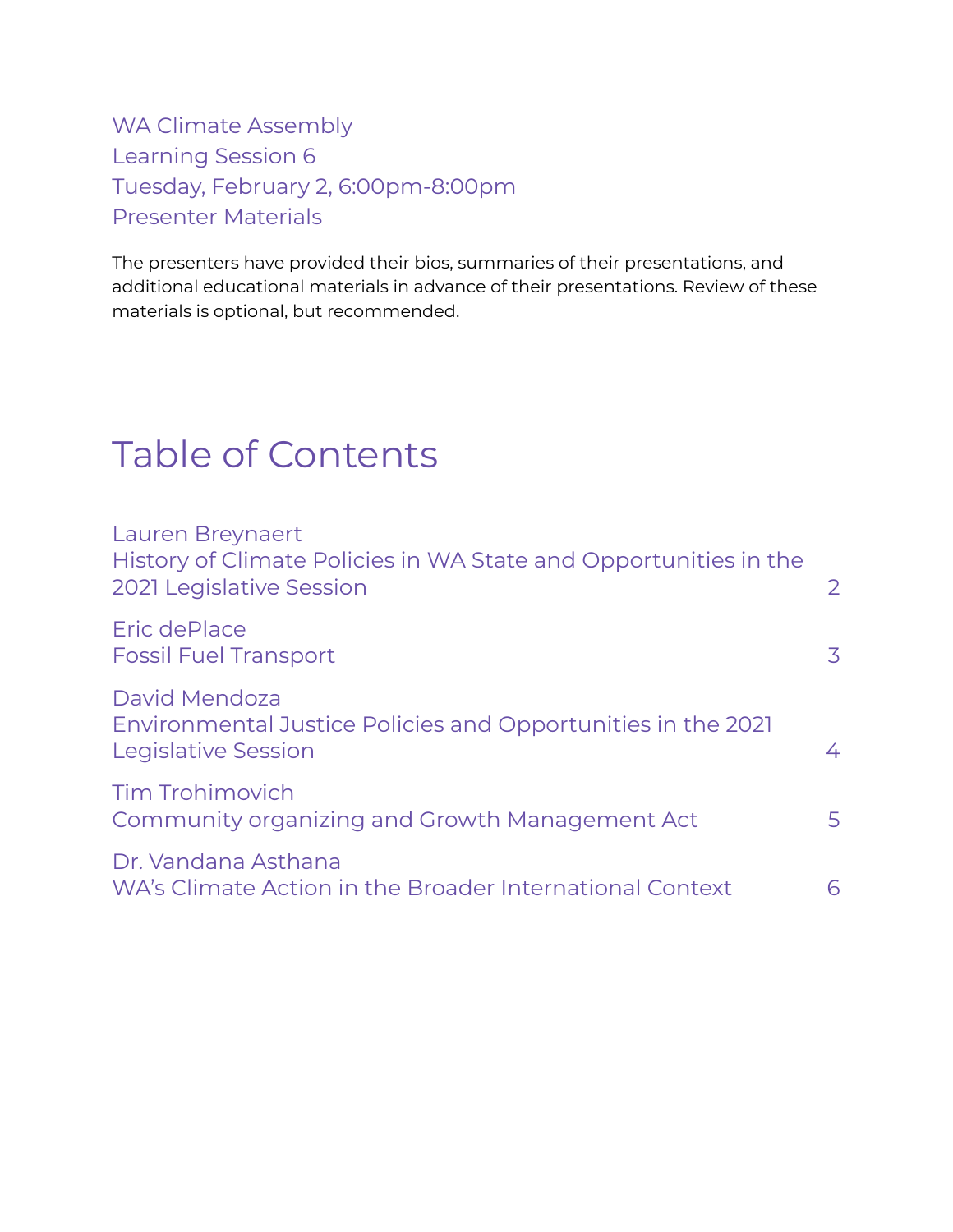WA Climate Assembly
Learning Session 6
Tuesday, February 2, 6:00pm-8:00pm
Presenter Materials

The presenters have provided their bios, summaries of their presentations, and additional educational materials in advance of their presentations. Review of these materials is optional, but recommended.

# Table of Contents

| | |
|---|---|
| Lauren Breynaert<br>History of Climate Policies in WA State and Opportunities in the 2021 Legislative Session | 2 |
| Eric dePlace<br>Fossil Fuel Transport | 3 |
| David Mendoza<br>Environmental Justice Policies and Opportunities in the 2021 Legislative Session | 4 |
| Tim Trohimovich<br>Community organizing and Growth Management Act | 5 |
| Dr. Vandana Asthana<br>WA's Climate Action in the Broader International Context | 6 |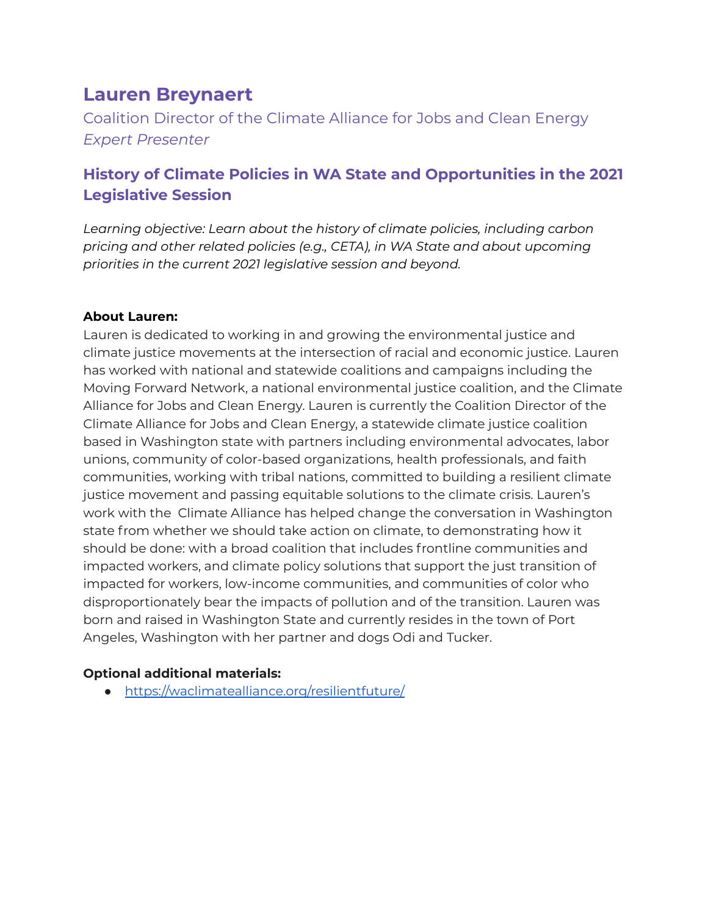# Lauren Breynaert

Coalition Director of the Climate Alliance for Jobs and Clean Energy
*Expert Presenter*

## History of Climate Policies in WA State and Opportunities in the 2021 Legislative Session

*Learning objective: Learn about the history of climate policies, including carbon pricing and other related policies (e.g., CETA), in WA State and about upcoming priorities in the current 2021 legislative session and beyond.*

**About Lauren:**
Lauren is dedicated to working in and growing the environmental justice and climate justice movements at the intersection of racial and economic justice. Lauren has worked with national and statewide coalitions and campaigns including the Moving Forward Network, a national environmental justice coalition, and the Climate Alliance for Jobs and Clean Energy. Lauren is currently the Coalition Director of the Climate Alliance for Jobs and Clean Energy, a statewide climate justice coalition based in Washington state with partners including environmental advocates, labor unions, community of color-based organizations, health professionals, and faith communities, working with tribal nations, committed to building a resilient climate justice movement and passing equitable solutions to the climate crisis. Lauren's work with the Climate Alliance has helped change the conversation in Washington state from whether we should take action on climate, to demonstrating how it should be done: with a broad coalition that includes frontline communities and impacted workers, and climate policy solutions that support the just transition of impacted for workers, low-income communities, and communities of color who disproportionately bear the impacts of pollution and of the transition. Lauren was born and raised in Washington State and currently resides in the town of Port Angeles, Washington with her partner and dogs Odi and Tucker.

**Optional additional materials:**

- https://waclimatealliance.org/resilientfuture/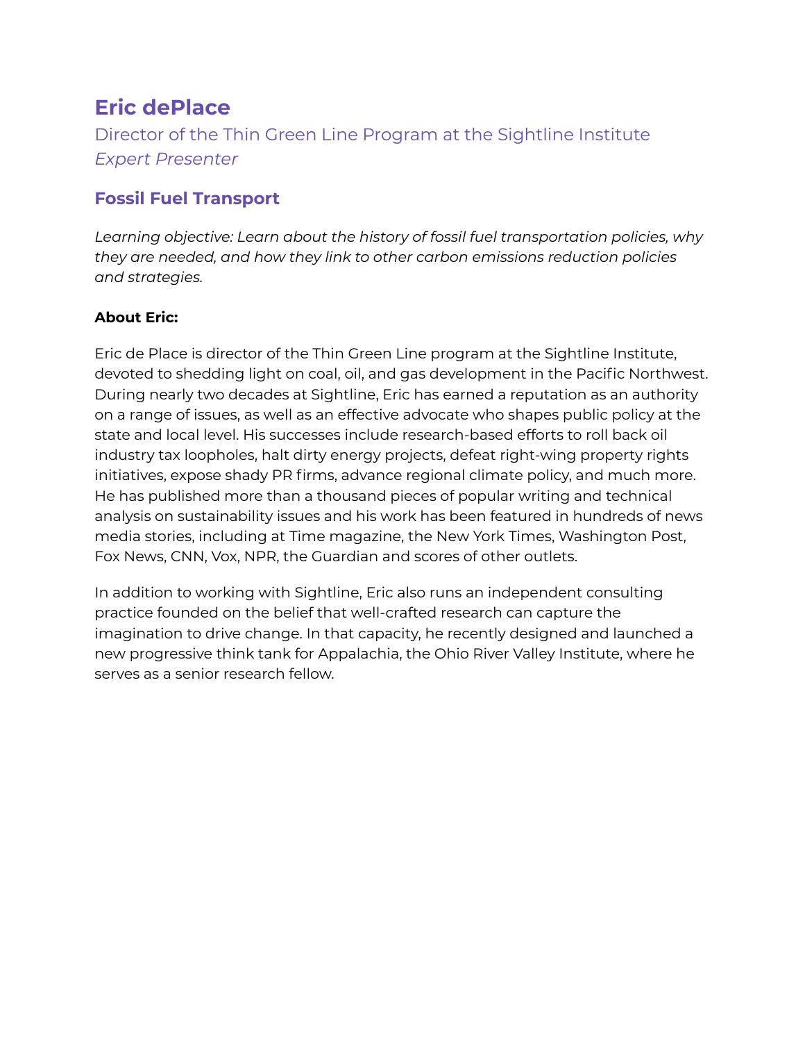# Eric dePlace

Director of the Thin Green Line Program at the Sightline Institute
*Expert Presenter*

## Fossil Fuel Transport

*Learning objective: Learn about the history of fossil fuel transportation policies, why they are needed, and how they link to other carbon emissions reduction policies and strategies.*

**About Eric:**

Eric de Place is director of the Thin Green Line program at the Sightline Institute, devoted to shedding light on coal, oil, and gas development in the Pacific Northwest. During nearly two decades at Sightline, Eric has earned a reputation as an authority on a range of issues, as well as an effective advocate who shapes public policy at the state and local level. His successes include research-based efforts to roll back oil industry tax loopholes, halt dirty energy projects, defeat right-wing property rights initiatives, expose shady PR firms, advance regional climate policy, and much more. He has published more than a thousand pieces of popular writing and technical analysis on sustainability issues and his work has been featured in hundreds of news media stories, including at Time magazine, the New York Times, Washington Post, Fox News, CNN, Vox, NPR, the Guardian and scores of other outlets.

In addition to working with Sightline, Eric also runs an independent consulting practice founded on the belief that well-crafted research can capture the imagination to drive change. In that capacity, he recently designed and launched a new progressive think tank for Appalachia, the Ohio River Valley Institute, where he serves as a senior research fellow.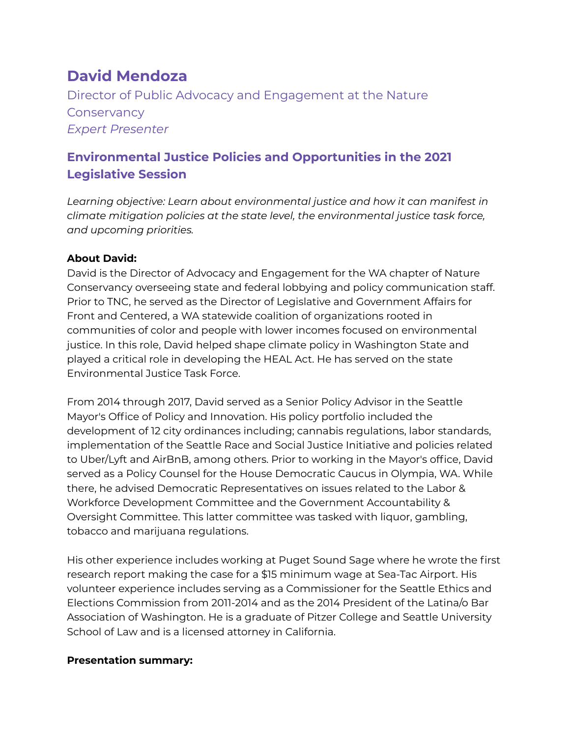## David Mendoza

Director of Public Advocacy and Engagement at the Nature Conservancy
*Expert Presenter*

### Environmental Justice Policies and Opportunities in the 2021 Legislative Session

*Learning objective: Learn about environmental justice and how it can manifest in climate mitigation policies at the state level, the environmental justice task force, and upcoming priorities.*

**About David:**
David is the Director of Advocacy and Engagement for the WA chapter of Nature Conservancy overseeing state and federal lobbying and policy communication staff. Prior to TNC, he served as the Director of Legislative and Government Affairs for Front and Centered, a WA statewide coalition of organizations rooted in communities of color and people with lower incomes focused on environmental justice. In this role, David helped shape climate policy in Washington State and played a critical role in developing the HEAL Act. He has served on the state Environmental Justice Task Force.

From 2014 through 2017, David served as a Senior Policy Advisor in the Seattle Mayor's Office of Policy and Innovation. His policy portfolio included the development of 12 city ordinances including; cannabis regulations, labor standards, implementation of the Seattle Race and Social Justice Initiative and policies related to Uber/Lyft and AirBnB, among others. Prior to working in the Mayor's office, David served as a Policy Counsel for the House Democratic Caucus in Olympia, WA. While there, he advised Democratic Representatives on issues related to the Labor & Workforce Development Committee and the Government Accountability & Oversight Committee. This latter committee was tasked with liquor, gambling, tobacco and marijuana regulations.

His other experience includes working at Puget Sound Sage where he wrote the first research report making the case for a $15 minimum wage at Sea-Tac Airport. His volunteer experience includes serving as a Commissioner for the Seattle Ethics and Elections Commission from 2011-2014 and as the 2014 President of the Latina/o Bar Association of Washington. He is a graduate of Pitzer College and Seattle University School of Law and is a licensed attorney in California.

**Presentation summary:**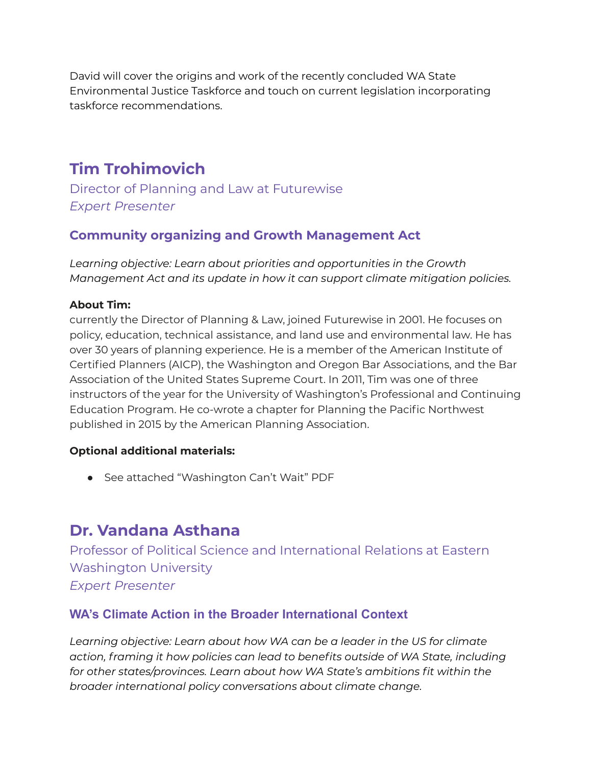David will cover the origins and work of the recently concluded WA State Environmental Justice Taskforce and touch on current legislation incorporating taskforce recommendations.

## Tim Trohimovich

Director of Planning and Law at Futurewise
*Expert Presenter*

### Community organizing and Growth Management Act

*Learning objective: Learn about priorities and opportunities in the Growth Management Act and its update in how it can support climate mitigation policies.*

**About Tim:**
currently the Director of Planning & Law, joined Futurewise in 2001. He focuses on policy, education, technical assistance, and land use and environmental law. He has over 30 years of planning experience. He is a member of the American Institute of Certified Planners (AICP), the Washington and Oregon Bar Associations, and the Bar Association of the United States Supreme Court. In 2011, Tim was one of three instructors of the year for the University of Washington's Professional and Continuing Education Program. He co-wrote a chapter for Planning the Pacific Northwest published in 2015 by the American Planning Association.

**Optional additional materials:**

- See attached "Washington Can't Wait" PDF

## Dr. Vandana Asthana

Professor of Political Science and International Relations at Eastern Washington University
*Expert Presenter*

### WA's Climate Action in the Broader International Context

*Learning objective: Learn about how WA can be a leader in the US for climate action, framing it how policies can lead to benefits outside of WA State, including for other states/provinces. Learn about how WA State's ambitions fit within the broader international policy conversations about climate change.*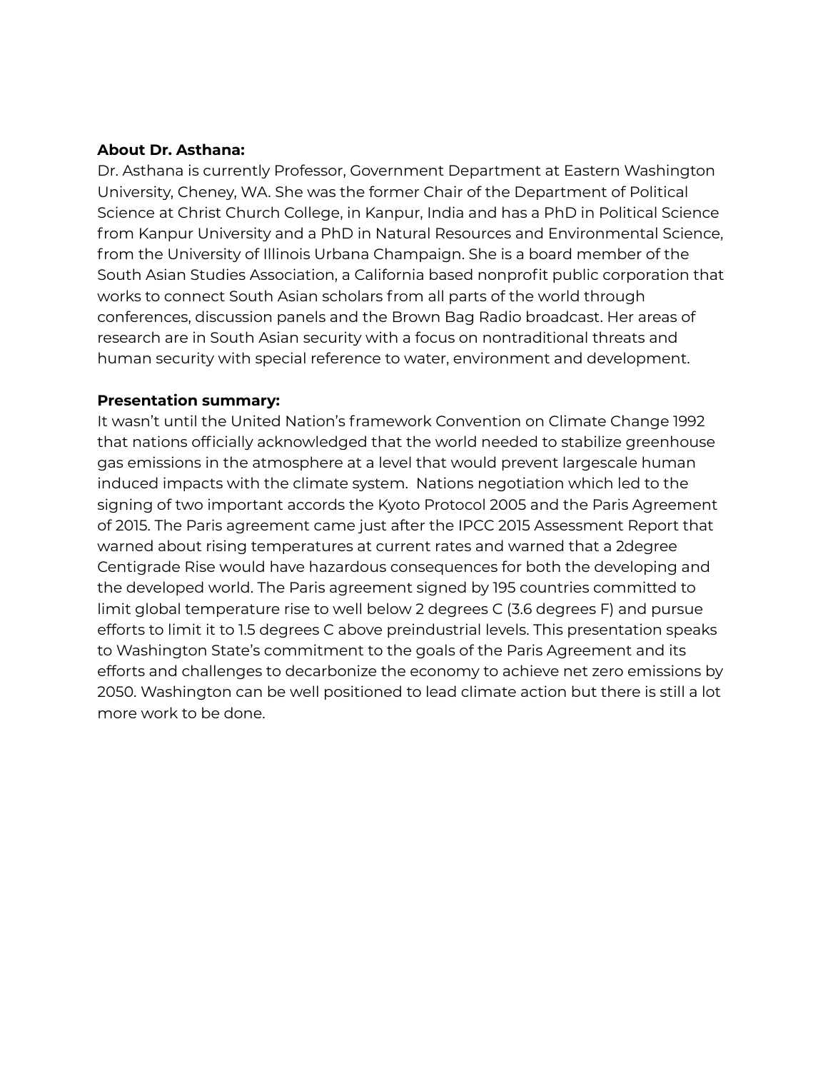**About Dr. Asthana:**

Dr. Asthana is currently Professor, Government Department at Eastern Washington University, Cheney, WA. She was the former Chair of the Department of Political Science at Christ Church College, in Kanpur, India and has a PhD in Political Science from Kanpur University and a PhD in Natural Resources and Environmental Science, from the University of Illinois Urbana Champaign. She is a board member of the South Asian Studies Association, a California based nonprofit public corporation that works to connect South Asian scholars from all parts of the world through conferences, discussion panels and the Brown Bag Radio broadcast. Her areas of research are in South Asian security with a focus on nontraditional threats and human security with special reference to water, environment and development.

**Presentation summary:**

It wasn't until the United Nation's framework Convention on Climate Change 1992 that nations officially acknowledged that the world needed to stabilize greenhouse gas emissions in the atmosphere at a level that would prevent largescale human induced impacts with the climate system. Nations negotiation which led to the signing of two important accords the Kyoto Protocol 2005 and the Paris Agreement of 2015. The Paris agreement came just after the IPCC 2015 Assessment Report that warned about rising temperatures at current rates and warned that a 2degree Centigrade Rise would have hazardous consequences for both the developing and the developed world. The Paris agreement signed by 195 countries committed to limit global temperature rise to well below 2 degrees C (3.6 degrees F) and pursue efforts to limit it to 1.5 degrees C above preindustrial levels. This presentation speaks to Washington State's commitment to the goals of the Paris Agreement and its efforts and challenges to decarbonize the economy to achieve net zero emissions by 2050. Washington can be well positioned to lead climate action but there is still a lot more work to be done.